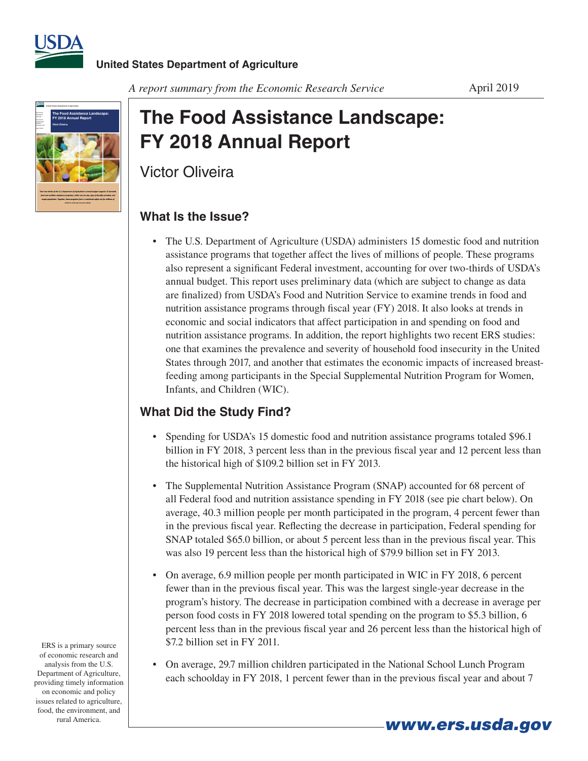United States Department of Agriculture

*A report summary from the Economic Research Service*

April 2019

# The Food Assistance Landscape: FY 2018 Annual Report

Victor Oliveira

## What Is the Issue?

- The U.S. Department of Agriculture (USDA) administers 15 domestic food and nutrition assistance programs that together affect the lives of millions of people. These programs also represent a significant Federal investment, accounting for over two-thirds of USDA's annual budget. This report uses preliminary data (which are subject to change as data are finalized) from USDA's Food and Nutrition Service to examine trends in food and nutrition assistance programs through fiscal year (FY) 2018. It also looks at trends in economic and social indicators that affect participation in and spending on food and nutrition assistance programs. In addition, the report highlights two recent ERS studies: one that examines the prevalence and severity of household food insecurity in the United States through 2017, and another that estimates the economic impacts of increased breast-feeding among participants in the Special Supplemental Nutrition Program for Women, Infants, and Children (WIC).

## What Did the Study Find?

- Spending for USDA's 15 domestic food and nutrition assistance programs totaled $96.1 billion in FY 2018, 3 percent less than in the previous fiscal year and 12 percent less than the historical high of $109.2 billion set in FY 2013.

- The Supplemental Nutrition Assistance Program (SNAP) accounted for 68 percent of all Federal food and nutrition assistance spending in FY 2018 (see pie chart below). On average, 40.3 million people per month participated in the program, 4 percent fewer than in the previous fiscal year. Reflecting the decrease in participation, Federal spending for SNAP totaled $65.0 billion, or about 5 percent less than in the previous fiscal year. This was also 19 percent less than the historical high of $79.9 billion set in FY 2013.

- On average, 6.9 million people per month participated in WIC in FY 2018, 6 percent fewer than in the previous fiscal year. This was the largest single-year decrease in the program's history. The decrease in participation combined with a decrease in average per person food costs in FY 2018 lowered total spending on the program to $5.3 billion, 6 percent less than in the previous fiscal year and 26 percent less than the historical high of $7.2 billion set in FY 2011.

- On average, 29.7 million children participated in the National School Lunch Program each schoolday in FY 2018, 1 percent fewer than in the previous fiscal year and about 7

ERS is a primary source of economic research and analysis from the U.S. Department of Agriculture, providing timely information on economic and policy issues related to agriculture, food, the environment, and rural America.

www.ers.usda.gov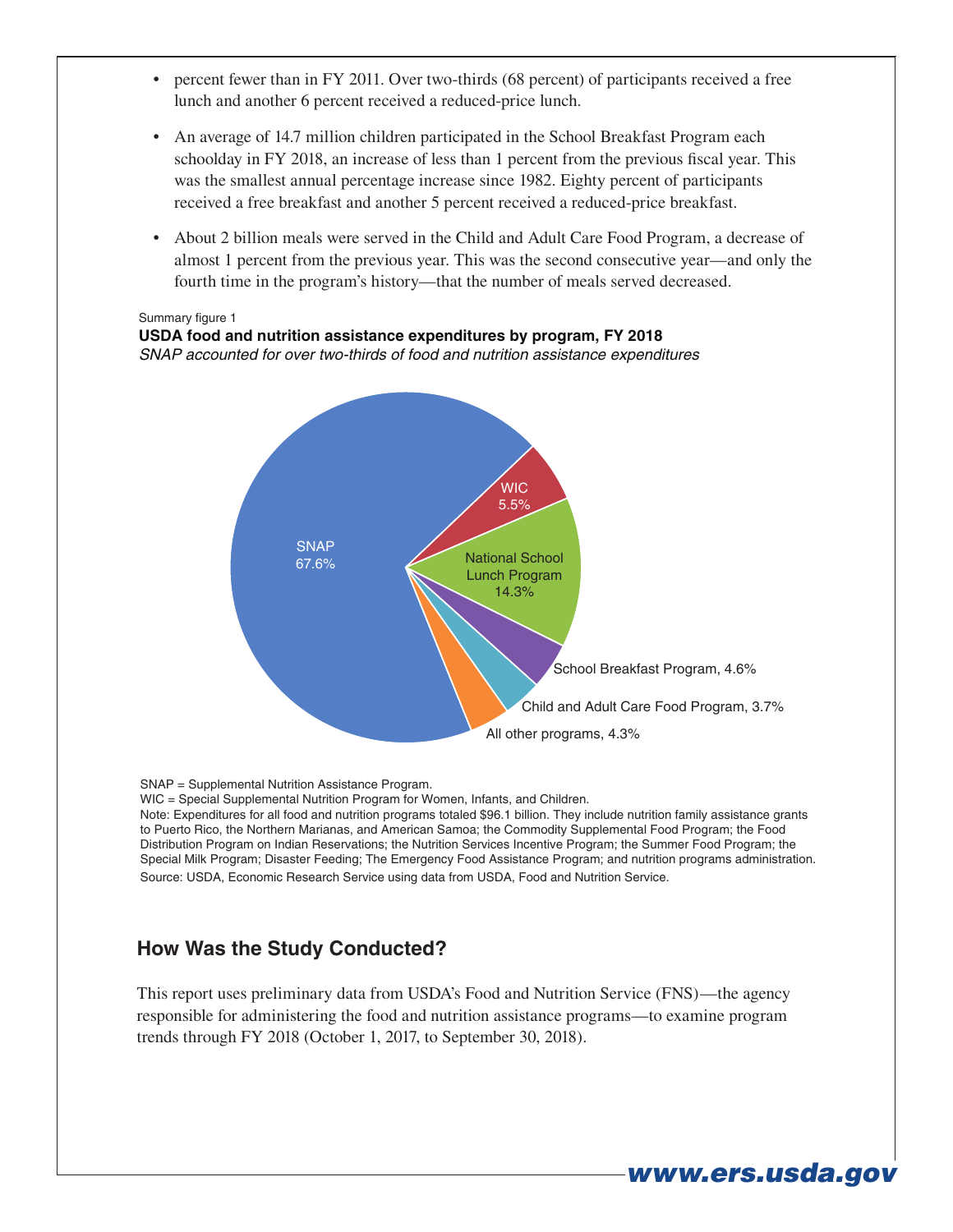- percent fewer than in FY 2011. Over two-thirds (68 percent) of participants received a free lunch and another 6 percent received a reduced-price lunch.
- An average of 14.7 million children participated in the School Breakfast Program each schoolday in FY 2018, an increase of less than 1 percent from the previous fiscal year. This was the smallest annual percentage increase since 1982. Eighty percent of participants received a free breakfast and another 5 percent received a reduced-price breakfast.
- About 2 billion meals were served in the Child and Adult Care Food Program, a decrease of almost 1 percent from the previous year. This was the second consecutive year—and only the fourth time in the program's history—that the number of meals served decreased.

Summary figure 1

**USDA food and nutrition assistance expenditures by program, FY 2018**

*SNAP accounted for over two-thirds of food and nutrition assistance expenditures*

SNAP 67.6%

WIC 5.5%

National School Lunch Program 14.3%

School Breakfast Program, 4.6%

Child and Adult Care Food Program, 3.7%

All other programs, 4.3%

SNAP = Supplemental Nutrition Assistance Program.
WIC = Special Supplemental Nutrition Program for Women, Infants, and Children.
Note: Expenditures for all food and nutrition programs totaled $96.1 billion. They include nutrition family assistance grants to Puerto Rico, the Northern Marianas, and American Samoa; the Commodity Supplemental Food Program; the Food Distribution Program on Indian Reservations; the Nutrition Services Incentive Program; the Summer Food Program; the Special Milk Program; Disaster Feeding; The Emergency Food Assistance Program; and nutrition programs administration.
Source: USDA, Economic Research Service using data from USDA, Food and Nutrition Service.

## How Was the Study Conducted?

This report uses preliminary data from USDA's Food and Nutrition Service (FNS)—the agency responsible for administering the food and nutrition assistance programs—to examine program trends through FY 2018 (October 1, 2017, to September 30, 2018).